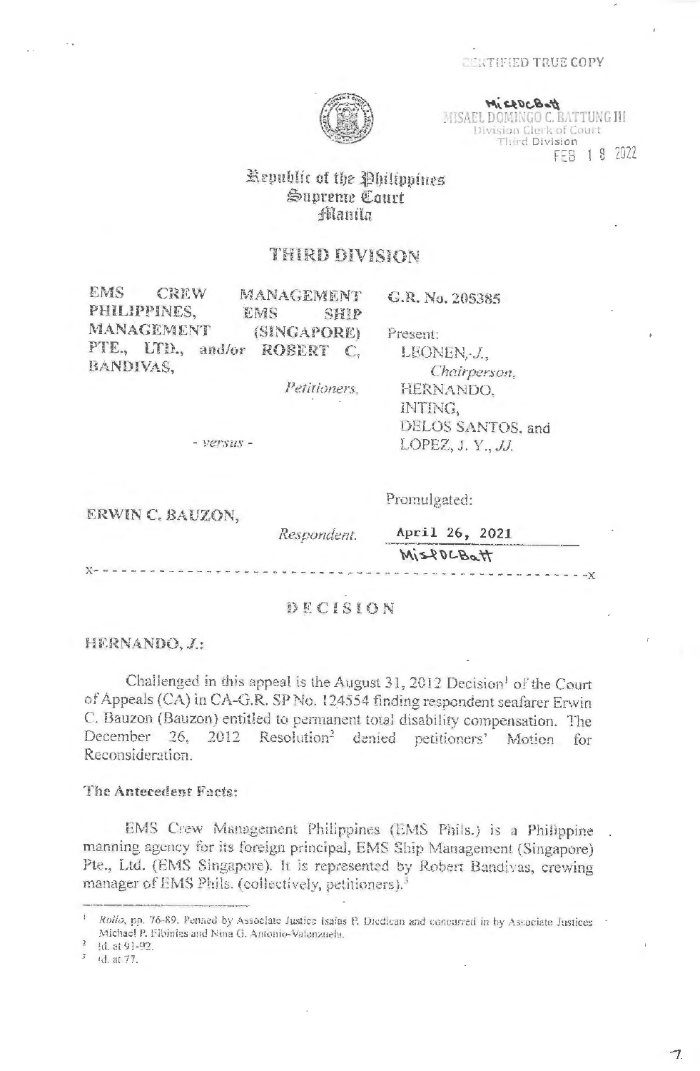CERTIFIED TRUE COPY

MISAEL DOMINGO C. BATTUNG III
Division Clerk of Court
Third Division
FEB 1 8 2022

Republic of the Philippines
Supreme Court
Manila

## THIRD DIVISION

EMS CREW MANAGEMENT PHILIPPINES, EMS SHIP MANAGEMENT (SINGAPORE) PTE., LTD., and/or ROBERT C. BANDIVAS,

*Petitioners,*

- *versus* -

ERWIN C. BAUZON,

*Respondent.*

G.R. No. 205385

Present:
LEONEN, *J.*, *Chairperson,*
HERNANDO,
INTING,
DELOS SANTOS, and
LOPEZ, J. Y., *JJ.*

Promulgated:

April 26, 2021

x- - - - - - - - - - - - - - - - - - - - - - - - - - - - - - - - - - - - - - - - - - - - -x

## DECISION

**HERNANDO, *J.*:**

Challenged in this appeal is the August 31, 2012 Decision[1] of the Court of Appeals (CA) in CA-G.R. SP No. 124554 finding respondent seafarer Erwin C. Bauzon (Bauzon) entitled to permanent total disability compensation. The December 26, 2012 Resolution[2] denied petitioners' Motion for Reconsideration.

**The Antecedent Facts:**

EMS Crew Management Philippines (EMS Phils.) is a Philippine manning agency for its foreign principal, EMS Ship Management (Singapore) Pte., Ltd. (EMS Singapore). It is represented by Robert Bandivas, crewing manager of EMS Phils. (collectively, petitioners).[3]

---

[1] *Rollo*, pp. 76-89. Penned by Associate Justice Isaias P. Dicdican and concurred in by Associate Justices Michael P. Elbinias and Nina G. Antonio-Valenzuela.

[2] Id. at 91-92.

[3] Id. at 77.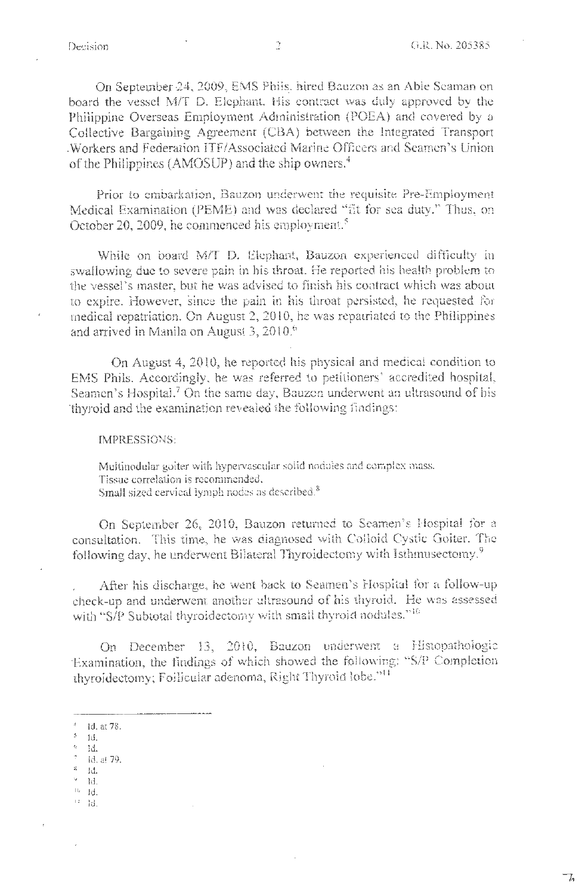On September 24, 2009, EMS Phils. hired Bauzon as an Able Seaman on board the vessel M/T D. Elephant. His contract was duly approved by the Philippine Overseas Employment Administration (POEA) and covered by a Collective Bargaining Agreement (CBA) between the Integrated Transport Workers and Federation ITF/Associated Marine Officers and Seamen's Union of the Philippines (AMOSUP) and the ship owners.[4]

Prior to embarkation, Bauzon underwent the requisite Pre-Employment Medical Examination (PEME) and was declared "fit for sea duty." Thus, on October 20, 2009, he commenced his employment.[5]

While on board M/T D. Elephant, Bauzon experienced difficulty in swallowing due to severe pain in his throat. He reported his health problem to the vessel's master, but he was advised to finish his contract which was about to expire. However, since the pain in his throat persisted, he requested for medical repatriation. On August 2, 2010, he was repatriated to the Philippines and arrived in Manila on August 3, 2010.[6]

On August 4, 2010, he reported his physical and medical condition to EMS Phils. Accordingly, he was referred to petitioners' accredited hospital, Seamen's Hospital.[7] On the same day, Bauzon underwent an ultrasound of his thyroid and the examination revealed the following findings:

> IMPRESSIONS:
>
> Multinodular goiter with hypervascular solid nodules and complex mass.
> Tissue correlation is recommended.
> Small sized cervical lymph nodes as described.[8]

On September 26, 2010, Bauzon returned to Seamen's Hospital for a consultation. This time, he was diagnosed with Colloid Cystic Goiter. The following day, he underwent Bilateral Thyroidectomy with Isthmusectomy.[9]

After his discharge, he went back to Seamen's Hospital for a follow-up check-up and underwent another ultrasound of his thyroid. He was assessed with "S/P Subtotal thyroidectomy with small thyroid nodules."[10]

On December 13, 2010, Bauzon underwent a Histopathologic Examination, the findings of which showed the following: "S/P Completion thyroidectomy; Follicular adenoma, Right Thyroid lobe."[11]

---

[4] Id. at 78.
[5] Id.
[6] Id.
[7] Id. at 79.
[8] Id.
[9] Id.
[10] Id.
[11] Id.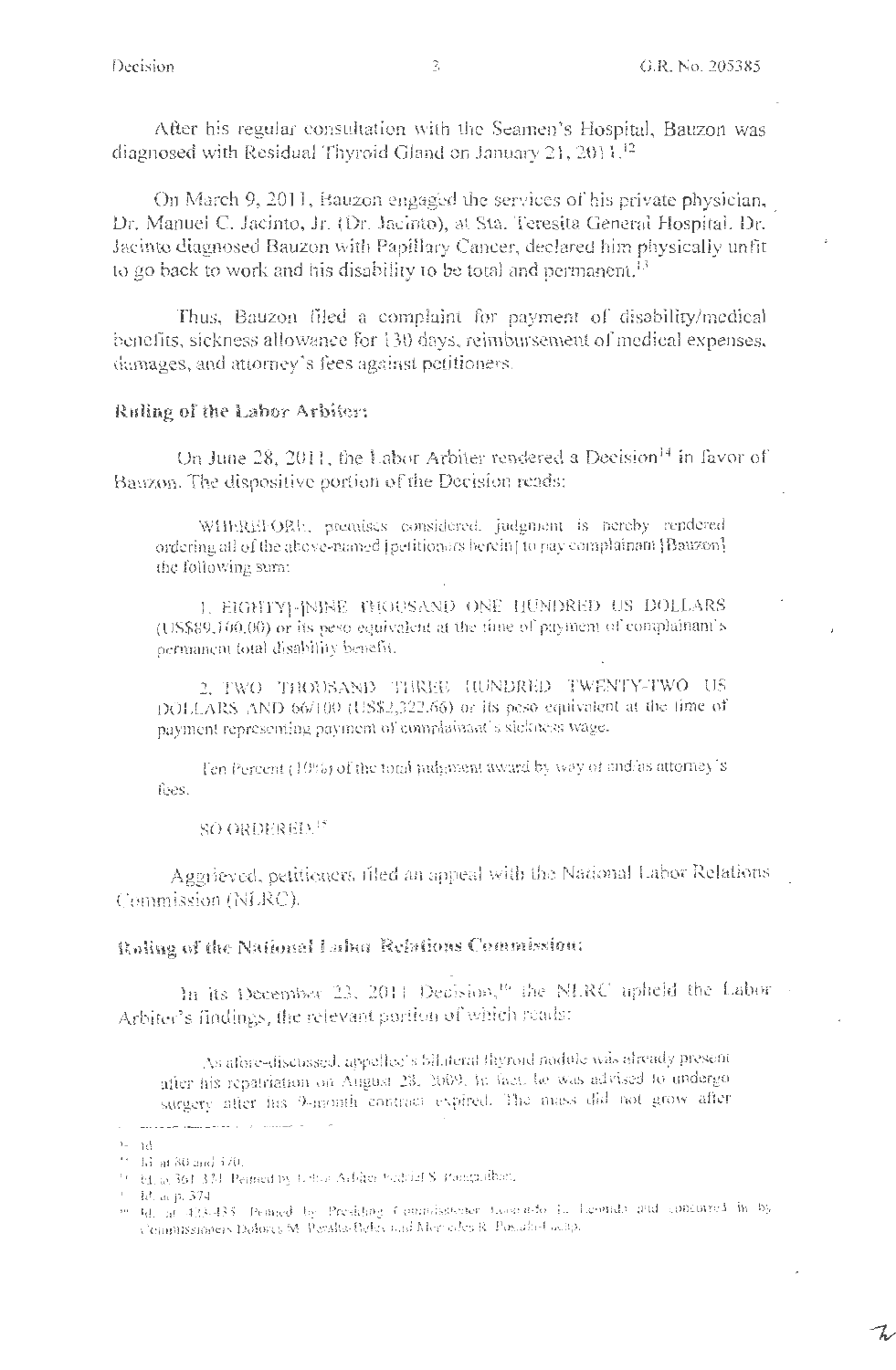After his regular consultation with the Seamen's Hospital, Bauzon was diagnosed with Residual Thyroid Gland on January 21, 2011.[12]

On March 9, 2011, Bauzon engaged the services of his private physician, Dr. Manuel C. Jacinto, Jr. (Dr. Jacinto), at Sta. Teresita General Hospital. Dr. Jacinto diagnosed Bauzon with Papillary Cancer, declared him physically unfit to go back to work and his disability to be total and permanent.[13]

Thus, Bauzon filed a complaint for payment of disability/medical benefits, sickness allowance for 130 days, reimbursement of medical expenses, damages, and attorney's fees against petitioners.

**Ruling of the Labor Arbiter:**

On June 28, 2011, the Labor Arbiter rendered a Decision[14] in favor of Bauzon. The dispositive portion of the Decision reads:

> WHEREFORE, premises considered, judgment is hereby rendered ordering all of the above-named [petitioners herein] to pay complainant [Bauzon] the following sum:
>
> 1. EIGHTY[-]NINE THOUSAND ONE HUNDRED US DOLLARS (US$89,100.00) or its peso equivalent at the time of payment of complainant's permanent total disability benefit.
>
> 2. TWO THOUSAND THREE HUNDRED TWENTY-TWO US DOLLARS AND 66/100 (US$2,322.66) or its peso equivalent at the time of payment representing payment of complainant's sickness wage.
>
> Ten Percent (10%) of the total judgment award by way of and/as attorney's fees.
>
> SO ORDERED.[15]

Aggrieved, petitioners filed an appeal with the National Labor Relations Commission (NLRC).

**Ruling of the National Labor Relations Commission:**

In its December 23, 2011 Decision,[16] the NLRC upheld the Labor Arbiter's findings, the relevant portion of which reads:

> As afore-discussed, appellee's bilateral thyroid nodule was already present after his repatriation on August 23, 2009. In fact, he was advised to undergo surgery after his 9-month contract expired. The mass did not grow after

---

[12] Id.

[13] Id. at 80 and 370.

[14] Id. at 361-374. Penned by Labor Arbiter Gabriel S. Pangadiban.

[15] Id. at p. 374.

[16] Id. at 423-435. Penned by Presiding Commissioner Leonardo L. Leonida and concurred in by Commissioners Dolores M. Peralta-Beley and Mercedes R. Posada-Lacap.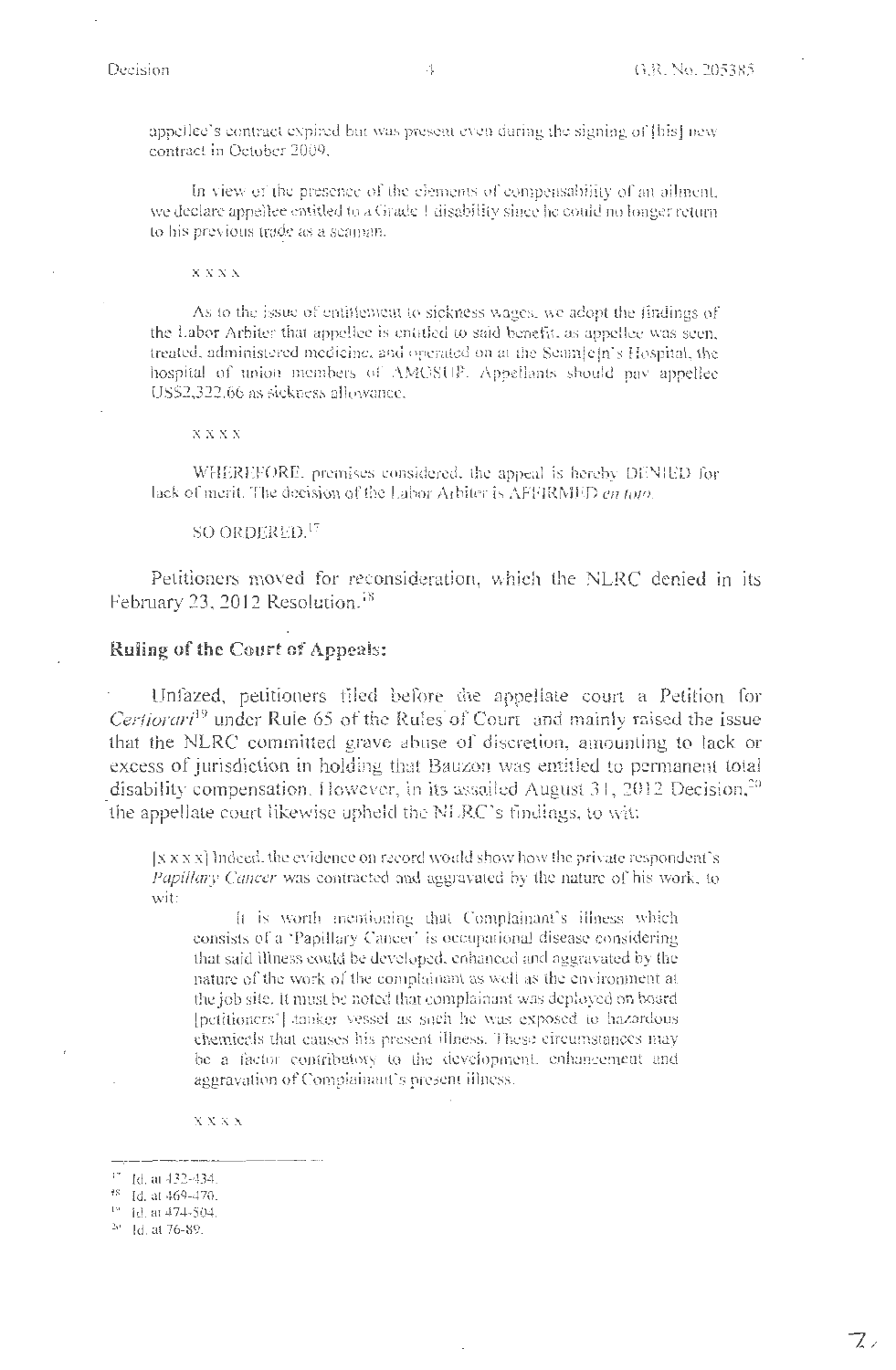appellee's contract expired but was present even during the signing of [his] new contract in October 2009.

In view of the presence of the elements of compensability of an ailment, we declare appellee entitled to a Grade 1 disability since he could no longer return to his previous trade as a seaman.

x x x x

As to the issue of entitlement to sickness wages, we adopt the findings of the Labor Arbiter that appellee is entitled to said benefit, as appellee was seen, treated, administered medicine, and operated on at the Seam[e]n's Hospital, the hospital of union members of AMOSUP. Appellants should pay appellee US$2,322.66 as sickness allowance.

x x x x

WHEREFORE, premises considered, the appeal is hereby DENIED for lack of merit. The decision of the Labor Arbiter is AFFIRMED *en toto*.

SO ORDERED.[17]

Petitioners moved for reconsideration, which the NLRC denied in its February 23, 2012 Resolution.[18]

## Ruling of the Court of Appeals:

Unfazed, petitioners filed before the appellate court a Petition for *Certiorari*[19] under Rule 65 of the Rules of Court and mainly raised the issue that the NLRC committed grave abuse of discretion, amounting to lack or excess of jurisdiction in holding that Bauzon was entitled to permanent total disability compensation. However, in its assailed August 31, 2012 Decision,[20] the appellate court likewise upheld the NLRC's findings, to wit:

> [x x x] Indeed, the evidence on record would show how the private respondent's *Papillary Cancer* was contracted and aggravated by the nature of his work, to wit:
>
> > It is worth mentioning that Complainant's illness which consists of a 'Papillary Cancer' is occupational disease considering that said illness could be developed, enhanced and aggravated by the nature of the work of the complainant as well as the environment at the job site. It must be noted that complainant was deployed on board [petitioners'] tanker vessel as such he was exposed to hazardous chemicals that causes his present illness. These circumstances may be a factor contributory to the development, enhancement and aggravation of Complainant's present illness.
>
> x x x x

---

[17] Id. at 432-434.

[18] Id. at 469-470.

[19] Id. at 474-504.

[20] Id. at 76-89.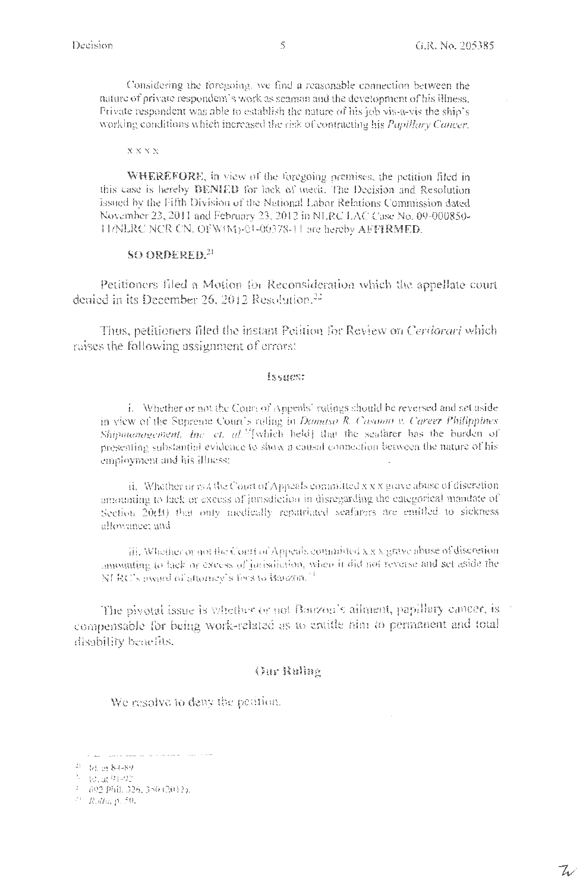Considering the foregoing, we find a reasonable connection between the nature of private respondent's work as seaman and the development of his illness. Private respondent was able to establish the nature of his job vis-a-vis the ship's working conditions which increased the risk of contracting his *Papillary Cancer.*

x x x x

**WHEREFORE**, in view of the foregoing premises, the petition filed in this case is hereby **DENIED** for lack of merit. The Decision and Resolution issued by the Fifth Division of the National Labor Relations Commission dated November 23, 2011 and February 23, 2012 in NLRC LAC Case No. 09-000850-11/NLRC NCR CN. OFW(M)-01-00378-11 are hereby **AFFIRMED**.

**SO ORDERED.**[21]

Petitioners filed a Motion for Reconsideration which the appellate court denied in its December 26, 2012 Resolution.[22]

Thus, petitioners filed the instant Petition for Review on *Certiorari* which raises the following assignment of errors:

**Issues:**

i. Whether or not the Court of Appeals' rulings should be reversed and set aside in view of the Supreme Court's ruling in *Damaso R. Casomo v. Career Philippines Shipmanagement, Inc. et. al.*[23] [which held] that the seafarer has the burden of presenting substantial evidence to show a causal connection between the nature of his employment and his illness;

ii. Whether or not the Court of Appeals committed x x x grave abuse of discretion amounting to lack or excess of jurisdiction in disregarding the categorical mandate of Section 20(B) that only medically repatriated seafarers are entitled to sickness allowance; and

iii. Whether or not the Court of Appeals committed x x x grave abuse of discretion amounting to lack or excess of jurisdiction, when it did not reverse and set aside the NLRC's award of attorney's fees to Bauzon.[24]

The pivotal issue is whether or not Bauzon's ailment, papillary cancer, is compensable for being work-related as to entitle him to permanent and total disability benefits.

## Our Ruling

We resolve to deny the petition.

---

[21] Id. at 84-89.

[22] Id. at 91-92.

[23] 692 Phil. 326, 350 (2012).

[24] *Rollo*, p. 50.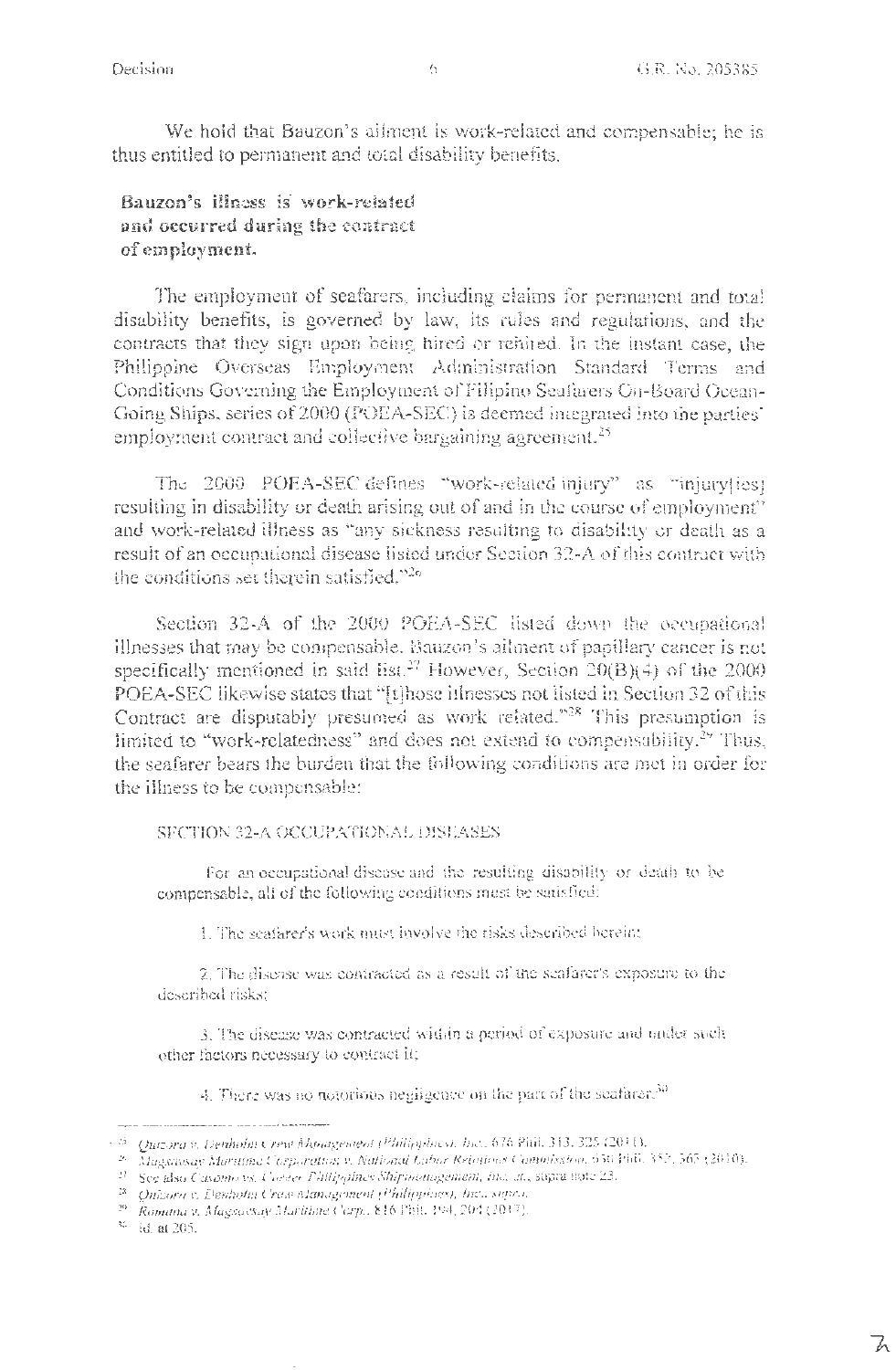We hold that Bauzon's ailment is work-related and compensable; he is thus entitled to permanent and total disability benefits.

**Bauzon's illness is work-related and occurred during the contract of employment.**

The employment of seafarers, including claims for permanent and total disability benefits, is governed by law, its rules and regulations, and the contracts that they sign upon being hired or rehired. In the instant case, the Philippine Overseas Employment Administration Standard Terms and Conditions Governing the Employment of Filipino Seafarers On-Board Ocean-Going Ships, series of 2000 (POEA-SEC) is deemed integrated into the parties' employment contract and collective bargaining agreement.[25]

The 2000 POEA-SEC defines "work-related injury" as "injury[ies] resulting in disability or death arising out of and in the course of employment" and work-related illness as "any sickness resulting to disability or death as a result of an occupational disease listed under Section 32-A of this contract with the conditions set therein satisfied."[26]

Section 32-A of the 2000 POEA-SEC listed down the occupational illnesses that may be compensable. Bauzon's ailment of papillary cancer is not specifically mentioned in said list.[27] However, Section 20(B)(4) of the 2000 POEA-SEC likewise states that "[t]hose illnesses not listed in Section 32 of this Contract are disputably presumed as work related."[28] This presumption is limited to "work-relatedness" and does not extend to compensability.[29] Thus, the seafarer bears the burden that the following conditions are met in order for the illness to be compensable:

> SECTION 32-A OCCUPATIONAL DISEASES
>
> For an occupational disease and the resulting disability or death to be compensable, all of the following conditions must be satisfied:
>
> 1. The seafarer's work must involve the risks described herein;
>
> 2. The disease was contracted as a result of the seafarer's exposure to the described risks;
>
> 3. The disease was contracted within a period of exposure and under such other factors necessary to contract it;
>
> 4. There was no notorious negligence on the part of the seafarer.[30]

---

[25] *Quizora v. Denholm Crew Management (Philippines), Inc.*, 676 Phil. 313, 325 (2011).

[26] *Magsaysay Maritime Corporation v. National Labor Relations Commission*, 630 Phil. 352, 365 (2010).

[27] See also *Casomo vs. Career Philippines Shipmanagement, Inc., et al.*, supra note 23.

[28] *Quizora v. Denholm Crew Management (Philippines), Inc.*, supra.

[29] *Romana v. Magsaysay Maritime Corp.*, 816 Phil. 194, 204 (2017).

[30] Id. at 205.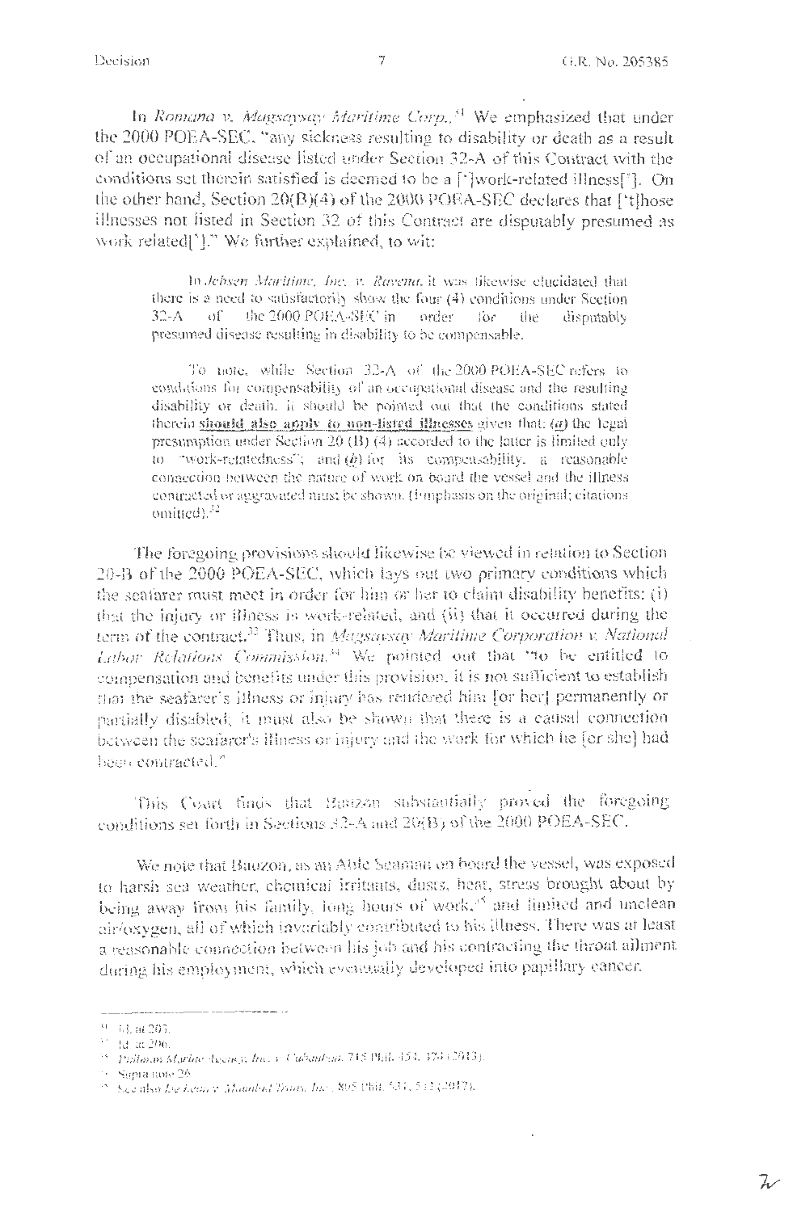In *Romana v. Magsaysay Maritime Corp.*,[31] We emphasized that under the 2000 POEA-SEC, "any sickness resulting to disability or death as a result of an occupational disease listed under Section 32-A of this Contract with the conditions set therein satisfied is deemed to be a [']work-related illness[']. On the other hand, Section 20(B)(4) of the 2000 POEA-SEC declares that ['t]hose illnesses not listed in Section 32 of this Contract are disputably presumed as work related[']." We further explained, to wit:

> In *Jebsen Maritime, Inc. v. Ravena*, it was likewise elucidated that there is a need to satisfactorily show the four (4) conditions under Section 32-A of the 2000 POEA-SEC in order for the disputably presumed disease resulting in disability to be compensable.
>
> To note, while Section 32-A of the 2000 POEA-SEC refers to conditions for compensability of an occupational disease and the resulting disability or death, it should be pointed out that the conditions stated therein **should also apply to non-listed illnesses** given that: (*a*) the legal presumption under Section 20 (B) (4) accorded to the latter is limited only to "work-relatedness"; and (*b*) for its compensability, a reasonable connection between the nature of work on board the vessel and the illness contracted or aggravated must be shown. (Emphasis on the original; citations omitted).[32]

The foregoing provisions should likewise be viewed in relation to Section 20-B of the 2000 POEA-SEC, which lays out two primary conditions which the seafarer must meet in order for him or her to claim disability benefits: (i) that the injury or illness is work-related, and (ii) that it occurred during the term of the contract.[33] Thus, in *Magsaysay Maritime Corporation v. National Labor Relations Commission*,[34] We pointed out that "to be entitled to compensation and benefits under this provision, it is not sufficient to establish that the seafarer's illness or injury has rendered him [or her] permanently or partially disabled; it must also be shown that there is a causal connection between the seafarer's illness or injury and the work for which he [or she] had been contracted."

This Court finds that Bauzon substantially proved the foregoing conditions set forth in Sections 32-A and 20(B) of the 2000 POEA-SEC.

We note that Bauzon, as an Able Seaman on board the vessel, was exposed to harsh sea weather, chemical irritants, dusts, heat, stress brought about by being away from his family, long hours of work,[35] and limited and unclean air/oxygen, all of which invariably contributed to his illness. There was at least a reasonable connection between his job and his contracting the throat ailment during his employment, which eventually developed into papillary cancer.

---

[31] Id. at 203.

[32] Id. at 206.

[33] *Philman Marine Agency, Inc. v. Cabanban*, 715 Phil. 454, 474 (2013).

[34] Supra note 26.

[35] See also *De Leon v. Maunlad Trans, Inc.*, 805 Phil. 531, 542 (2017).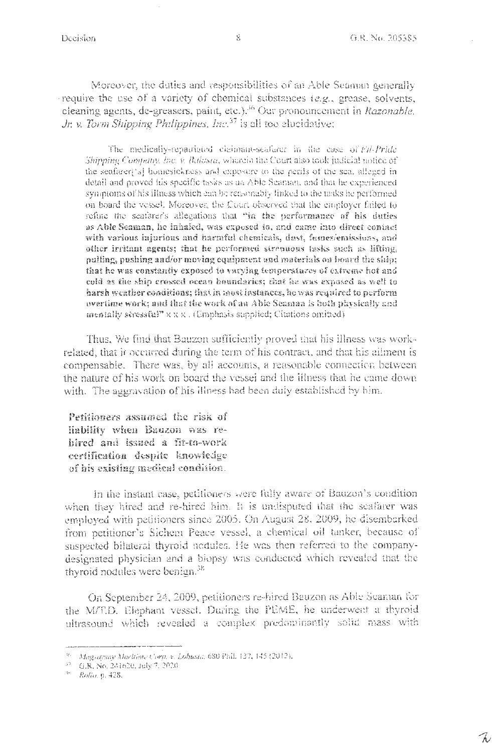Moreover, the duties and responsibilities of an Able Seaman generally require the use of a variety of chemical substances (*e.g.*, grease, solvents, cleaning agents, de-greasers, paint, etc.).[36] Our pronouncement in *Razonable, Jr. v. Torm Shipping Philippines, Inc.*[37] is all too elucidative:

> The medically-repatriated claimant-seafarer in the case of *Fil-Pride Shipping Company, Inc. v. Balasta*, wherein the Court also took judicial notice of the seafarer['s] homesickness and exposure to the perils of the sea, alleged in detail and proved his specific tasks as an Able Seaman, and that he experienced symptoms of his illness which can be reasonably linked to the tasks he performed on board the vessel. Moreover, the Court observed that the employer failed to refute the seafarer's allegations that **"in the performance of his duties as Able Seaman, he inhaled, was exposed to, and came into direct contact with various injurious and harmful chemicals, dust, fumes/emissions, and other irritant agents; that he performed strenuous tasks such as lifting, pulling, pushing and/or moving equipment and materials on board the ship; that he was constantly exposed to varying temperatures of extreme hot and cold as the ship crossed ocean boundaries; that he was exposed as well to harsh weather conditions; that in most instances, he was required to perform overtime work; and that the work of an Able Seaman is both physically and mentally stressful"** x x x. (Emphasis supplied; Citations omitted)

Thus, We find that Bauzon sufficiently proved that his illness was work-related, that it occurred during the term of his contract, and that his ailment is compensable. There was, by all accounts, a reasonable connection between the nature of his work on board the vessel and the illness that he came down with. The aggravation of his illness had been duly established by him.

**Petitioners assumed the risk of liability when Bauzon was re-hired and issued a fit-to-work certification despite knowledge of his existing medical condition.**

In the instant case, petitioners were fully aware of Bauzon's condition when they hired and re-hired him. It is undisputed that the seafarer was employed with petitioners since 2005. On August 28, 2009, he disembarked from petitioner's Sichem Peace vessel, a chemical oil tanker, because of suspected bilateral thyroid nodules. He was then referred to the company-designated physician and a biopsy was conducted which revealed that the thyroid nodules were benign.[38]

On September 24, 2009, petitioners re-hired Bauzon as Able Seaman for the M/T.D. Elephant vessel. During the PEME, he underwent a thyroid ultrasound which revealed a complex predominantly solid mass with

---

[36] *Magsaysay Maritime Corp. v. Lobusta*, 680 Phil. 137, 145 (2012).

[37] G.R. No. 241620, July 7, 2020.

[38] *Rollo*, p. 428.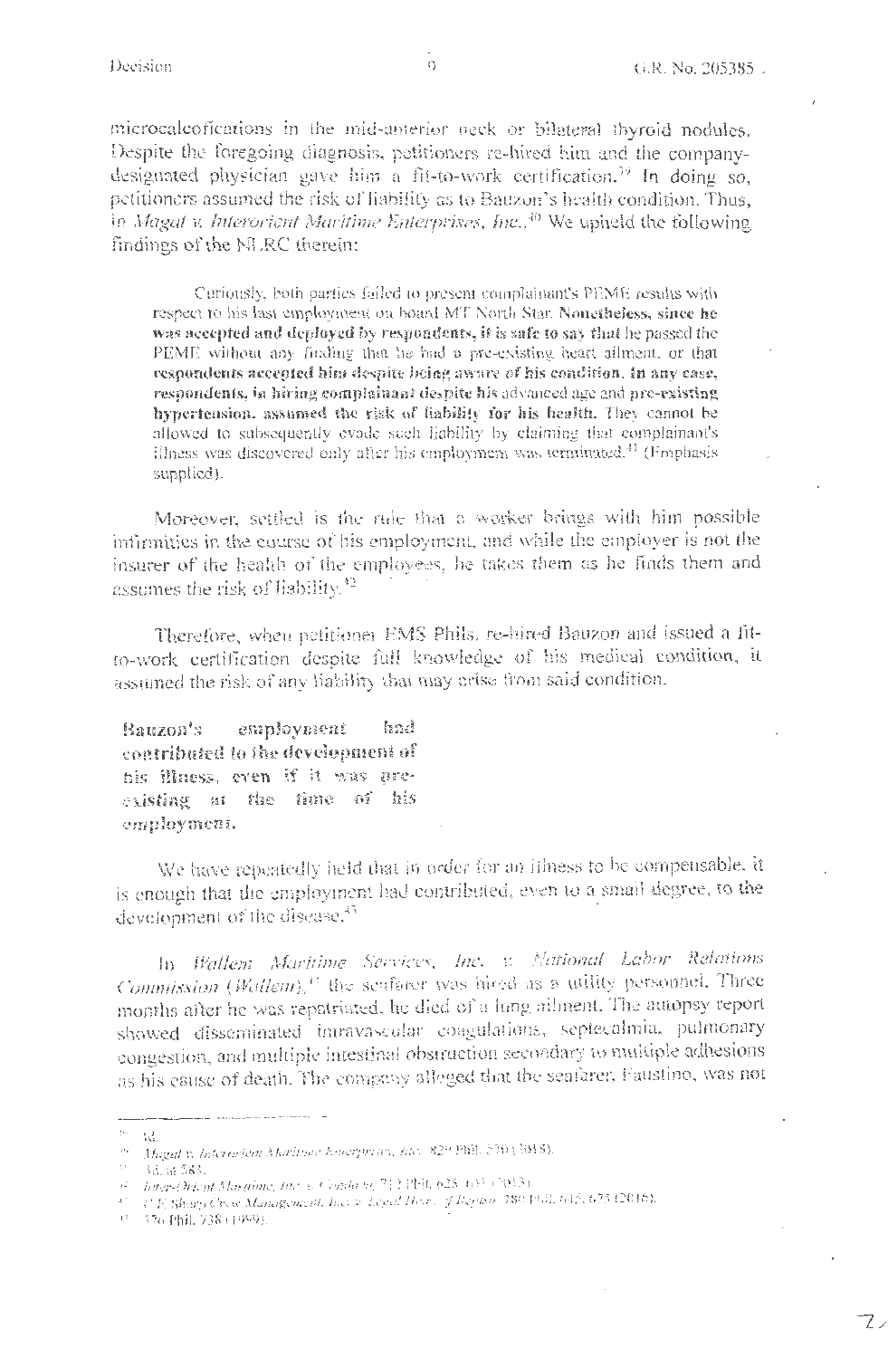microcalcofications in the mid-anterior neck or bilateral thyroid nodules. Despite the foregoing diagnosis, petitioners re-hired him and the company-designated physician gave him a fit-to-work certification.[39] In doing so, petitioners assumed the risk of liability as to Bauzon's health condition. Thus, in *Magat v. Interorient Maritime Enterprises, Inc.*,[40] We upheld the following findings of the NLRC therein:

> Curiously, both parties failed to present complainant's PEME results with respect to his last employment on board MT North Star. **Nonetheless, since he was accepted and deployed by respondents, it is safe to say that** he passed the PEME without any finding that he had a pre-existing heart ailment, or that **respondents accepted him despite being aware of his condition. In any case, respondents, in hiring complainant despite his** advanced age and **pre-existing hypertension, assumed the risk of liability for his health.** They cannot be allowed to subsequently evade such liability by claiming that complainant's illness was discovered only after his employment was terminated.[41] (Emphasis supplied).

Moreover, settled is the rule that a worker brings with him possible infirmities in the course of his employment, and while the employer is not the insurer of the health of the employees, he takes them as he finds them and assumes the risk of liability.[42]

Therefore, when petitioner EMS Phils. re-hired Bauzon and issued a fit-to-work certification despite full knowledge of his medical condition, it assumed the risk of any liability that may arise from said condition.

***Bauzon's employment had contributed to the development of his illness, even if it was pre-existing at the time of his employment.***

We have repeatedly held that in order for an illness to be compensable, it is enough that the employment had contributed, even to a small degree, to the development of the disease.[43]

In *Wallem Maritime Services, Inc. v. National Labor Relations Commission (Wallem)*,[44] the seafarer was hired as a utility personnel. Three months after he was repatriated, he died of a lung ailment. The autopsy report showed disseminated intravascular coagulations, septecalmia, pulmonary congestion, and multiple intestinal obstruction secondary to multiple adhesions as his cause of death. The company alleged that the seafarer, Faustino, was not

---

[39] Id.

[40] *Magat v. Interorient Maritime Enterprises, Inc.*, 829 Phil. 570 (2018).

[41] Id. at 583.

[42] *Inter-Orient Maritime, Inc. v. Candava*, 715 Phil. 625, 635 (2013).

[43] *C.F. Sharp Crew Management, Inc. v. Legal Heirs of Repiso*, 780 Phil. 645, 675 (2016).

[44] 376 Phil. 738 (1999).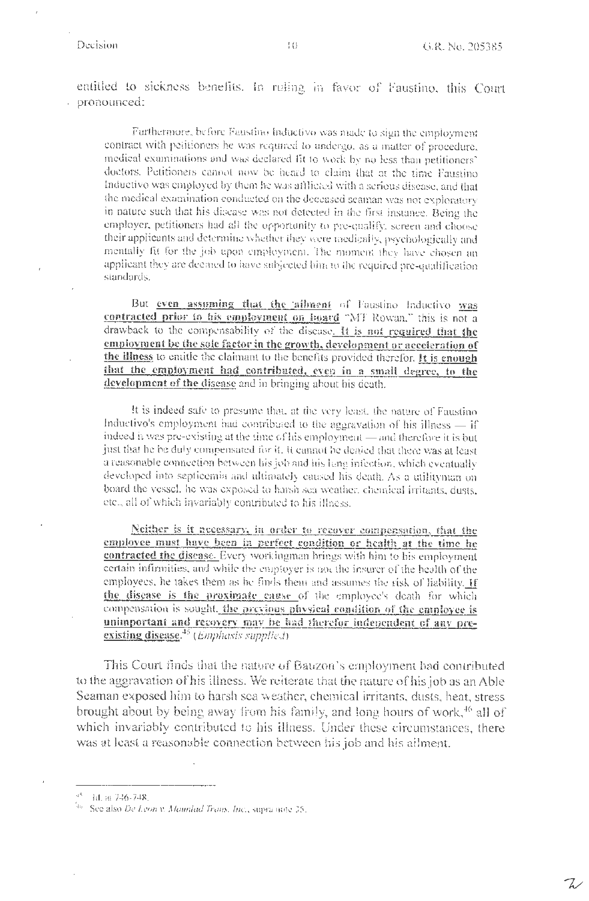entitled to sickness benefits. In ruling in favor of Faustino, this Court pronounced:

> Furthermore, before Faustino Inductivo was made to sign the employment contract with petitioners he was required to undergo, as a matter of procedure, medical examinations and was declared fit to work by no less than petitioners' doctors. Petitioners cannot now be heard to claim that at the time Faustino Inductivo was employed by them he was afflicted with a serious disease, and that the medical examination conducted on the deceased seaman was not exploratory in nature such that his disease was not detected in the first instance. Being the employer, petitioners had all the opportunity to pre-qualify, screen and choose their applicants and determine whether they were medically, psychologically and mentally fit for the job upon employment. The moment they have chosen an applicant they are deemed to have subjected him to the required pre-qualification standards.
>
> But **<u>even assuming that the ailment</u>** of Faustino Inductivo **<u>was contracted prior to his employment on board</u>** "MT Rowan," this is not a drawback to the compensability of the disease. **<u>It is not required that the employment be the sole factor in the growth, development or acceleration of the illness</u>** to entitle the claimant to the benefits provided therefor. **<u>It is enough that the employment had contributed, even in a small degree, to the development of the disease</u>** and in bringing about his death.
>
> It is indeed safe to presume that, at the very least, the nature of Faustino Inductivo's employment had contributed to the aggravation of his illness — if indeed it was pre-existing at the time of his employment — and therefore it is but just that he be duly compensated for it. It cannot be denied that there was at least a reasonable connection between his job and his lung infection, which eventually developed into septicemia and ultimately caused his death. As a utilityman on board the vessel, he was exposed to harsh sea weather, chemical irritants, dusts, etc., all of which invariably contributed to his illness.
>
> **<u>Neither is it necessary, in order to recover compensation, that the employee must have been in perfect condition or health at the time he contracted the disease.</u>** Every workingman brings with him to his employment certain infirmities, and while the employer is not the insurer of the health of the employees, he takes them as he finds them and assumes the risk of liability. **<u>If the disease is the proximate cause</u>** of the employee's death for which compensation is sought, **<u>the previous physical condition of the employee is unimportant and recovery may be had therefor independent of any pre-existing disease.</u>**[45] (*Emphasis supplied*)

This Court finds that the nature of Bauzon's employment had contributed to the aggravation of his illness. We reiterate that the nature of his job as an Able Seaman exposed him to harsh sea weather, chemical irritants, dusts, heat, stress brought about by being away from his family, and long hours of work,[46] all of which invariably contributed to his illness. Under these circumstances, there was at least a reasonable connection between his job and his ailment.

---

[45] Id. at 746-748.

[46] See also *De Leon v. Maunlad Trans, Inc.*, supra note 25.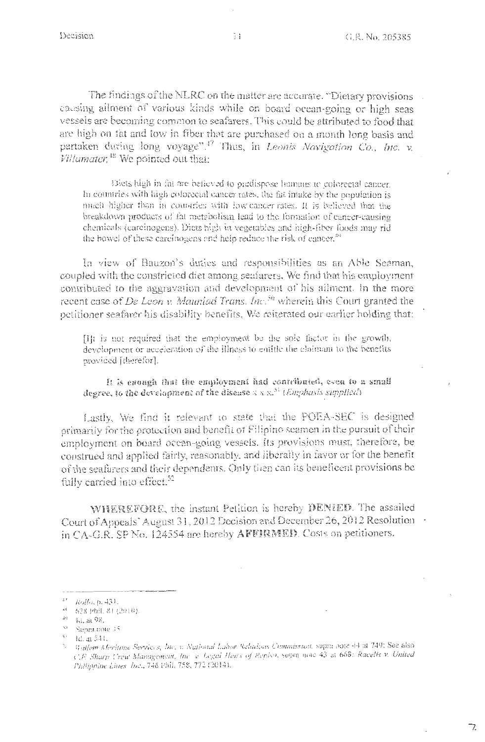The findings of the NLRC on the matter are accurate. "Dietary provisions causing ailment of various kinds while on board ocean-going or high seas vessels are becoming common to seafarers. This could be attributed to food that are high on fat and low in fiber that are purchased on a month long basis and partaken during long voyage".[47] Thus, in *Leonis Navigation Co., Inc. v. Villamater*,[48] We pointed out that:

> Diets high in fat are believed to predispose humans to colorectal cancer. In countries with high colorectal cancer rates, the fat intake by the population is much higher than in countries with low cancer rates. It is believed that the breakdown products of fat metabolism lead to the formation of cancer-causing chemicals (carcinogens). Diets high in vegetables and high-fiber foods may rid the bowel of these carcinogens and help reduce the risk of cancer.[49]

In view of Bauzon's duties and responsibilities as an Able Seaman, coupled with the constricted diet among seafarers, We find that his employment contributed to the aggravation and development of his ailment. In the more recent case of *De Leon v. Maunlad Trans. Inc.*[50] wherein this Court granted the petitioner seafarer his disability benefits, We reiterated our earlier holding that:

> [I]t is not required that the employment be the sole factor in the growth, development or acceleration of the illness to entitle the claimant to the benefits provided [therefor].
>
> **It is enough that the employment had contributed, even to a small degree, to the development of the disease** x x x.[51] (*Emphasis supplied*)

Lastly, We find it relevant to state that the POEA-SEC is designed primarily for the protection and benefit of Filipino seamen in the pursuit of their employment on board ocean-going vessels. Its provisions must, therefore, be construed and applied fairly, reasonably, and liberally in favor or for the benefit of the seafarers and their dependents. Only then can its beneficent provisions be fully carried into effect.[52]

**WHEREFORE**, the instant Petition is hereby **DENIED**. The assailed Court of Appeals' August 31, 2012 Decision and December 26, 2012 Resolution in CA-G.R. SP No. 124554 are hereby **AFFIRMED**. Costs on petitioners.

---

[47] *Rollo*, p. 431.

[48] 628 Phil. 81 (2010).

[49] Id. at 98.

[50] Supra note 35.

[51] Id. at 541.

[52] *Balitem Maritime Services, Inc. v. National Labor Relations Commission*, supra note 44 at 749; See also *C.F. Sharp Crew Management, Inc. v. Legal Heirs of Repiso*, supra note 43 at 665; *Racelis v. United Philippine Lines, Inc.*, 746 Phil. 758, 772 (2014).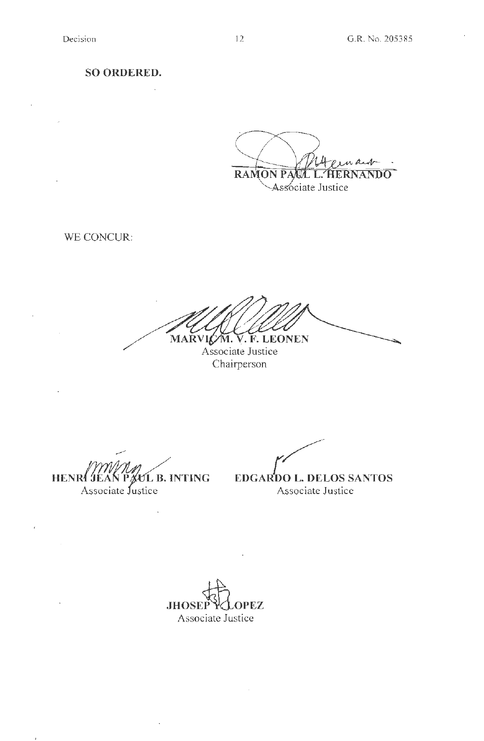**SO ORDERED.**

RAMON PAUL L. HERNANDO
Associate Justice

WE CONCUR:

MARVIC M. V. F. LEONEN
Associate Justice
Chairperson

HENRI JEAN PAUL B. INTING
Associate Justice

EDGARDO L. DELOS SANTOS
Associate Justice

JHOSEP Y. LOPEZ
Associate Justice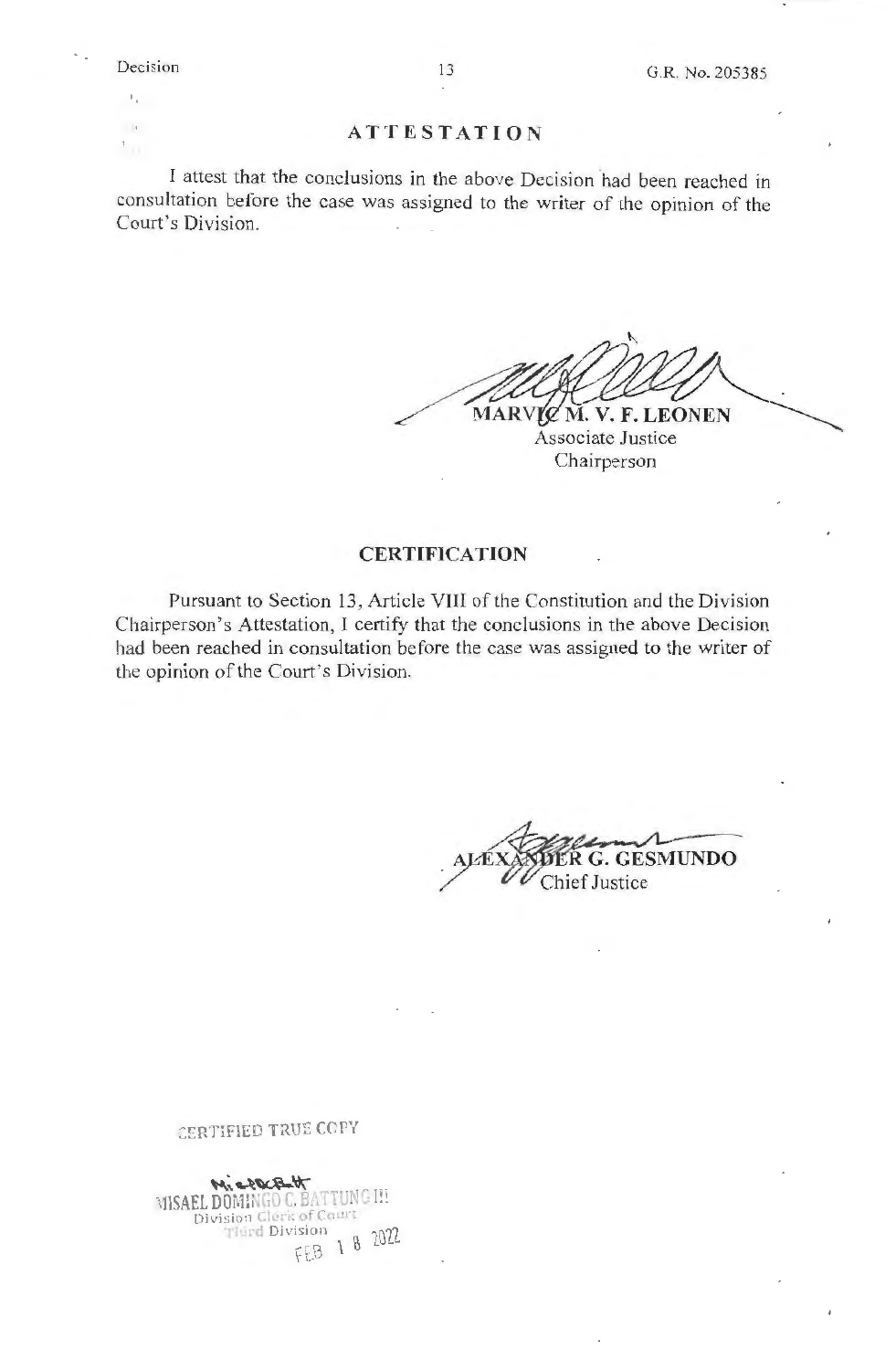## ATTESTATION

I attest that the conclusions in the above Decision had been reached in consultation before the case was assigned to the writer of the opinion of the Court's Division.

**MARVIC M. V. F. LEONEN**
Associate Justice
Chairperson

## CERTIFICATION

Pursuant to Section 13, Article VIII of the Constitution and the Division Chairperson's Attestation, I certify that the conclusions in the above Decision had been reached in consultation before the case was assigned to the writer of the opinion of the Court's Division.

**ALEXANDER G. GESMUNDO**
Chief Justice

CERTIFIED TRUE COPY

MISAEL DOMINGO C. BATTUNG III
Division Clerk of Court
Third Division
FEB 18 2022